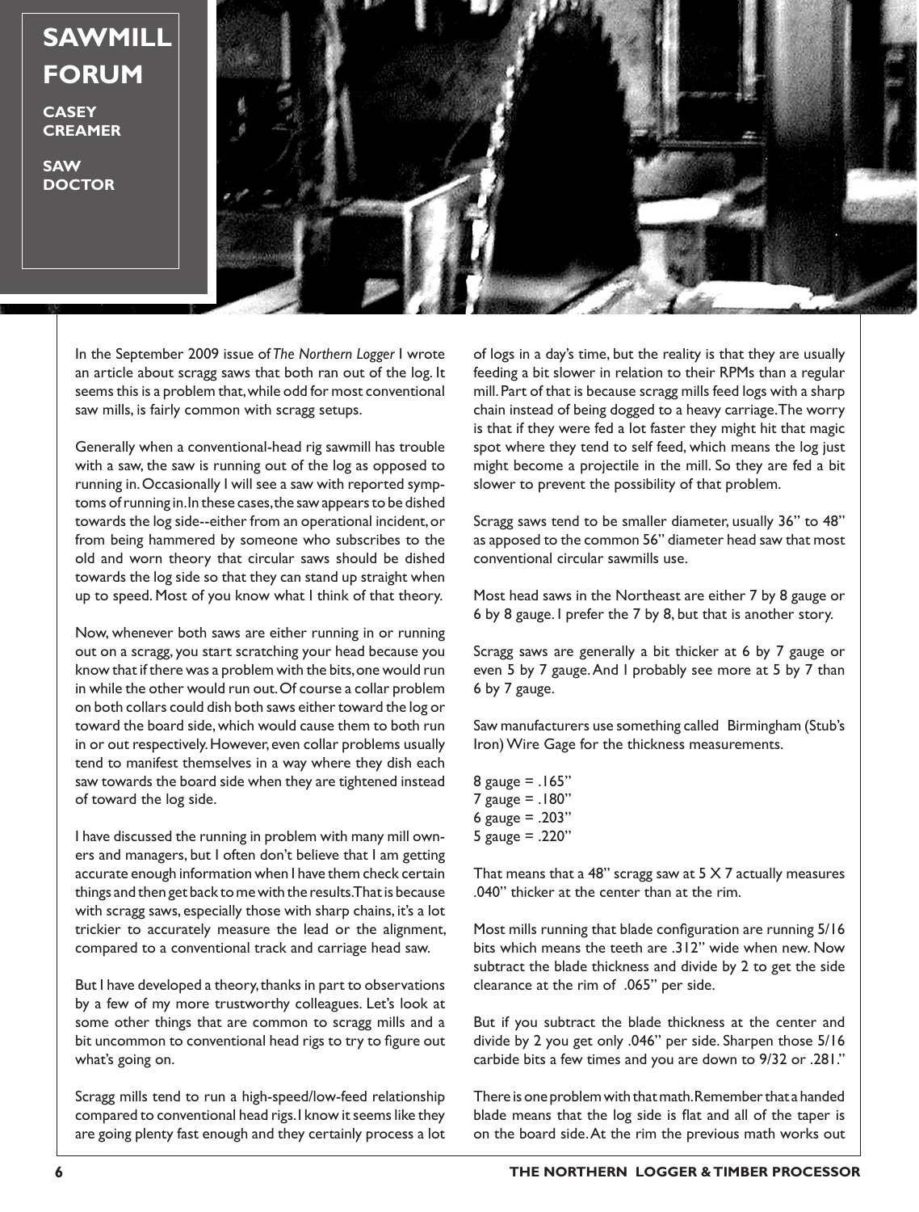# SAWMILL FORUM

**CASEY CREAMER**

**SAW DOCTOR**

In the September 2009 issue of *The Northern Logger* I wrote an article about scragg saws that both ran out of the log. It seems this is a problem that, while odd for most conventional saw mills, is fairly common with scragg setups.

Generally when a conventional-head rig sawmill has trouble with a saw, the saw is running out of the log as opposed to running in. Occasionally I will see a saw with reported symptoms of running in. In these cases, the saw appears to be dished towards the log side--either from an operational incident, or from being hammered by someone who subscribes to the old and worn theory that circular saws should be dished towards the log side so that they can stand up straight when up to speed. Most of you know what I think of that theory.

Now, whenever both saws are either running in or running out on a scragg, you start scratching your head because you know that if there was a problem with the bits, one would run in while the other would run out. Of course a collar problem on both collars could dish both saws either toward the log or toward the board side, which would cause them to both run in or out respectively. However, even collar problems usually tend to manifest themselves in a way where they dish each saw towards the board side when they are tightened instead of toward the log side.

I have discussed the running in problem with many mill owners and managers, but I often don't believe that I am getting accurate enough information when I have them check certain things and then get back to me with the results. That is because with scragg saws, especially those with sharp chains, it's a lot trickier to accurately measure the lead or the alignment, compared to a conventional track and carriage head saw.

But I have developed a theory, thanks in part to observations by a few of my more trustworthy colleagues. Let's look at some other things that are common to scragg mills and a bit uncommon to conventional head rigs to try to figure out what's going on.

Scragg mills tend to run a high-speed/low-feed relationship compared to conventional head rigs. I know it seems like they are going plenty fast enough and they certainly process a lot of logs in a day's time, but the reality is that they are usually feeding a bit slower in relation to their RPMs than a regular mill. Part of that is because scragg mills feed logs with a sharp chain instead of being dogged to a heavy carriage. The worry is that if they were fed a lot faster they might hit that magic spot where they tend to self feed, which means the log just might become a projectile in the mill. So they are fed a bit slower to prevent the possibility of that problem.

Scragg saws tend to be smaller diameter, usually 36" to 48" as apposed to the common 56" diameter head saw that most conventional circular sawmills use.

Most head saws in the Northeast are either 7 by 8 gauge or 6 by 8 gauge. I prefer the 7 by 8, but that is another story.

Scragg saws are generally a bit thicker at 6 by 7 gauge or even 5 by 7 gauge. And I probably see more at 5 by 7 than 6 by 7 gauge.

Saw manufacturers use something called Birmingham (Stub's Iron) Wire Gage for the thickness measurements.

8 gauge = .165"
7 gauge = .180"
6 gauge = .203"
5 gauge = .220"

That means that a 48" scragg saw at 5 X 7 actually measures .040" thicker at the center than at the rim.

Most mills running that blade configuration are running 5/16 bits which means the teeth are .312" wide when new. Now subtract the blade thickness and divide by 2 to get the side clearance at the rim of .065" per side.

But if you subtract the blade thickness at the center and divide by 2 you get only .046" per side. Sharpen those 5/16 carbide bits a few times and you are down to 9/32 or .281."

There is one problem with that math. Remember that a handed blade means that the log side is flat and all of the taper is on the board side. At the rim the previous math works out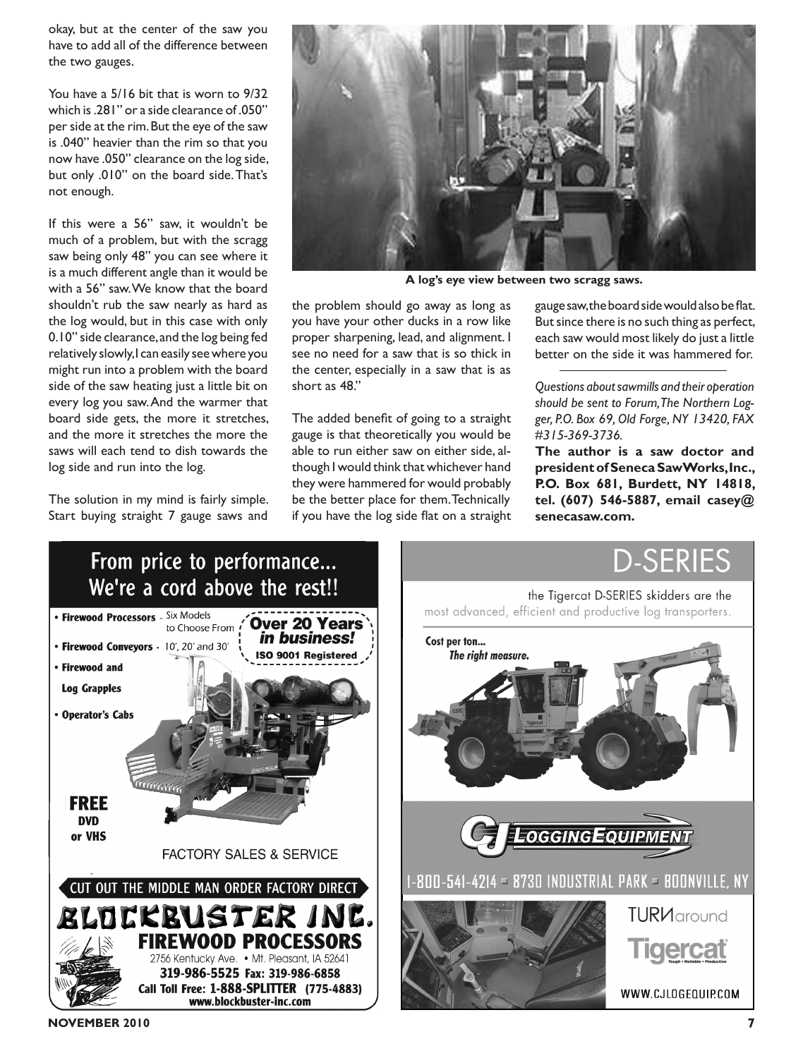okay, but at the center of the saw you have to add all of the difference between the two gauges.

You have a 5/16 bit that is worn to 9/32 which is .281" or a side clearance of .050" per side at the rim. But the eye of the saw is .040" heavier than the rim so that you now have .050" clearance on the log side, but only .010" on the board side. That's not enough.

If this were a 56" saw, it wouldn't be much of a problem, but with the scragg saw being only 48" you can see where it is a much different angle than it would be with a 56" saw. We know that the board shouldn't rub the saw nearly as hard as the log would, but in this case with only 0.10" side clearance, and the log being fed relatively slowly, I can easily see where you might run into a problem with the board side of the saw heating just a little bit on every log you saw. And the warmer that board side gets, the more it stretches, and the more it stretches the more the saws will each tend to dish towards the log side and run into the log.

The solution in my mind is fairly simple. Start buying straight 7 gauge saws and the problem should go away as long as you have your other ducks in a row like proper sharpening, lead, and alignment. I see no need for a saw that is so thick in the center, especially in a saw that is as short as 48."

**A log's eye view between two scragg saws.**

The added benefit of going to a straight gauge is that theoretically you would be able to run either saw on either side, although I would think that whichever hand they were hammered for would probably be the better place for them. Technically if you have the log side flat on a straight gauge saw, the board side would also be flat. But since there is no such thing as perfect, each saw would most likely do just a little better on the side it was hammered for.

---

*Questions about sawmills and their operation should be sent to Forum, The Northern Logger, P.O. Box 69, Old Forge, NY 13420, FAX #315-369-3736.*

**The author is a saw doctor and president of Seneca SawWorks, Inc., P.O. Box 681, Burdett, NY 14818, tel. (607) 546-5887, email casey@senecasaw.com.**

---

From price to performance... We're a cord above the rest!!

- Firewood Processors - Six Models to Choose From
- Firewood Conveyors - 10', 20' and 30'
- Firewood and Log Grapples
- Operator's Cabs

Over 20 Years in business!
ISO 9001 Registered

FREE DVD or VHS

FACTORY SALES & SERVICE

CUT OUT THE MIDDLE MAN ORDER FACTORY DIRECT

BLOCKBUSTER INC.
FIREWOOD PROCESSORS
2756 Kentucky Ave. • Mt. Pleasant, IA 52641
319-986-5525 Fax: 319-986-6858
Call Toll Free: 1-888-SPLITTER (775-4883)
www.blockbuster-inc.com

---

D-SERIES

the Tigercat D-SERIES skidders are the most advanced, efficient and productive log transporters.

Cost per ton... The right measure.

CJ LOGGING EQUIPMENT

1-800-541-4214 • 8730 INDUSTRIAL PARK • BOONVILLE, NY

TURNaround

Tigercat
Tough • Reliable • Productive

WWW.CJLOGEQUIP.COM